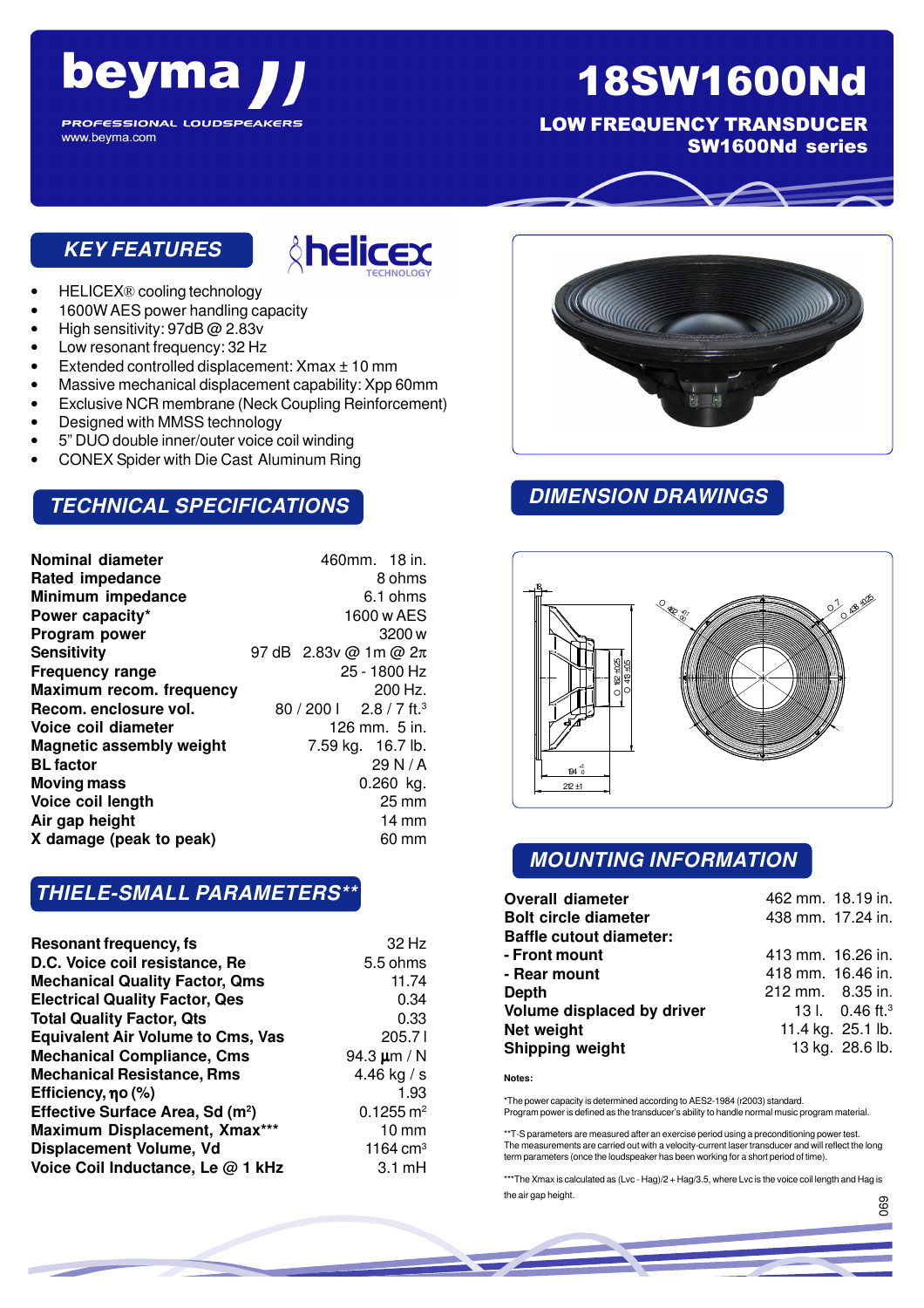# 18SW1600Nd

beyma

PROFESSIONAL LOUDSPEAKERS
www.beyma.com

## LOW FREQUENCY TRANSDUCER
## SW1600Nd series

## KEY FEATURES

- HELICEX® cooling technology
- 1600W AES power handling capacity
- High sensitivity: 97dB @ 2.83v
- Low resonant frequency: 32 Hz
- Extended controlled displacement: Xmax ± 10 mm
- Massive mechanical displacement capability: Xpp 60mm
- Exclusive NCR membrane (Neck Coupling Reinforcement)
- Designed with MMSS technology
- 5" DUO double inner/outer voice coil winding
- CONEX Spider with Die Cast Aluminum Ring

## TECHNICAL SPECIFICATIONS

| | |
|---|---|
| **Nominal diameter** | 460mm. 18 in. |
| **Rated impedance** | 8 ohms |
| **Minimum impedance** | 6.1 ohms |
| **Power capacity*** | 1600 w AES |
| **Program power** | 3200 w |
| **Sensitivity** | 97 dB 2.83v @ 1m @ 2π |
| **Frequency range** | 25 - 1800 Hz |
| **Maximum recom. frequency** | 200 Hz. |
| **Recom. enclosure vol.** | 80 / 200 l 2.8 / 7 ft.$^3$ |
| **Voice coil diameter** | 126 mm. 5 in. |
| **Magnetic assembly weight** | 7.59 kg. 16.7 lb. |
| **BL factor** | 29 N / A |
| **Moving mass** | 0.260 kg. |
| **Voice coil length** | 25 mm |
| **Air gap height** | 14 mm |
| **X damage (peak to peak)** | 60 mm |

## THIELE-SMALL PARAMETERS**

| | |
|---|---|
| **Resonant frequency, fs** | 32 Hz |
| **D.C. Voice coil resistance, Re** | 5.5 ohms |
| **Mechanical Quality Factor, Qms** | 11.74 |
| **Electrical Quality Factor, Qes** | 0.34 |
| **Total Quality Factor, Qts** | 0.33 |
| **Equivalent Air Volume to Cms, Vas** | 205.7 l |
| **Mechanical Compliance, Cms** | 94.3 µm / N |
| **Mechanical Resistance, Rms** | 4.46 kg / s |
| **Efficiency, ηo (%)** | 1.93 |
| **Effective Surface Area, Sd (m²)** | 0.1255 m² |
| **Maximum Displacement, Xmax*** ** | 10 mm |
| **Displacement Volume, Vd** | 1164 cm³ |
| **Voice Coil Inductance, Le @ 1 kHz** | 3.1 mH |

## DIMENSION DRAWINGS

## MOUNTING INFORMATION

| | |
|---|---|
| **Overall diameter** | 462 mm. 18.19 in. |
| **Bolt circle diameter** | 438 mm. 17.24 in. |
| **Baffle cutout diameter:** | |
| **- Front mount** | 413 mm. 16.26 in. |
| **- Rear mount** | 418 mm. 16.46 in. |
| **Depth** | 212 mm. 8.35 in. |
| **Volume displaced by driver** | 13 l. 0.46 ft.³ |
| **Net weight** | 11.4 kg. 25.1 lb. |
| **Shipping weight** | 13 kg. 28.6 lb. |

**Notes:**

*The power capacity is determined according to AES2-1984 (r2003) standard.
Program power is defined as the transducer's ability to handle normal music program material.

**T-S parameters are measured after an exercise period using a preconditioning power test.
The measurements are carried out with a velocity-current laser transducer and will reflect the long term parameters (once the loudspeaker has been working for a short period of time).

***The Xmax is calculated as (Lvc - Hag)/2 + Hag/3.5, where Lvc is the voice coil length and Hag is the air gap height.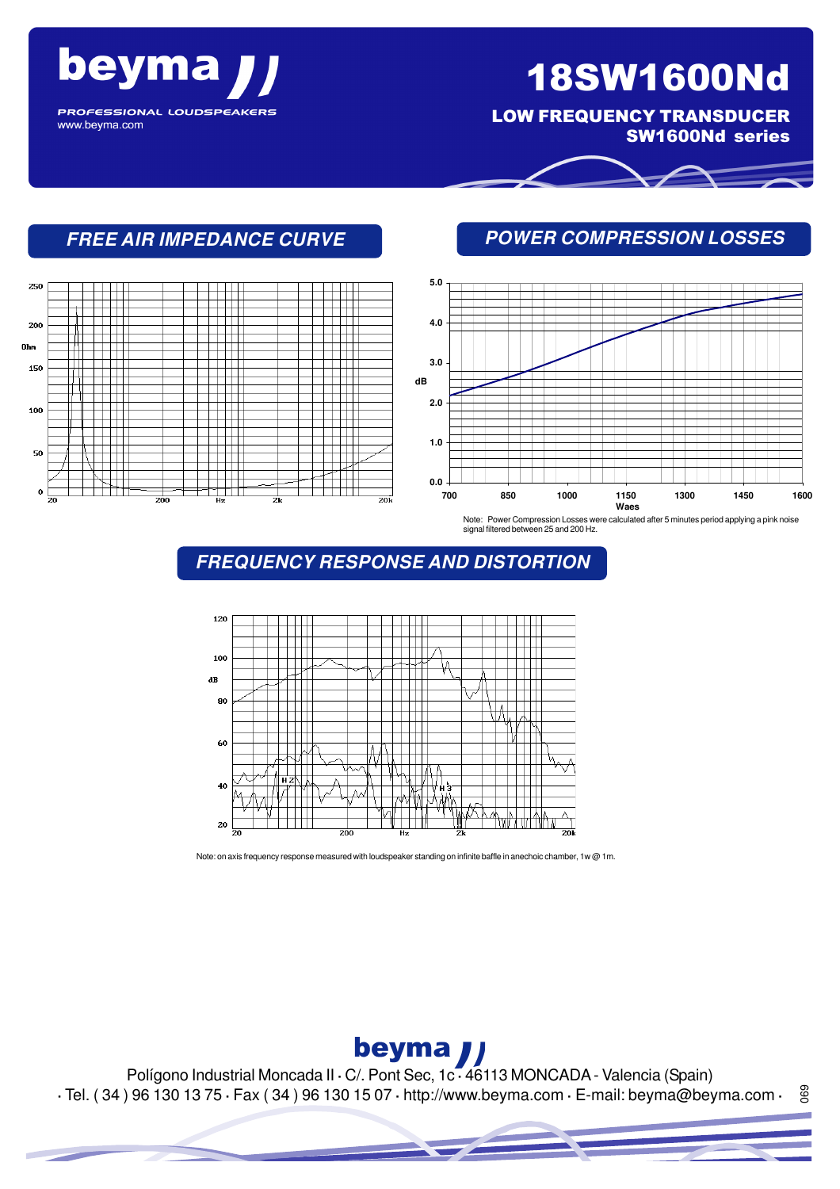beyma

PROFESSIONAL LOUDSPEAKERS
www.beyma.com

# 18SW1600Nd

**LOW FREQUENCY TRANSDUCER**
**SW1600Nd series**

## FREE AIR IMPEDANCE CURVE

250
200
Ohm
150
100
50
0
20
200
Hz
2k
20k

## POWER COMPRESSION LOSSES

5.0
4.0
3.0
dB
2.0
1.0
0.0
700
850
1000
1150
Waes
1300
1450
1600

Note: Power Compression Losses were calculated after 5 minutes period applying a pink noise signal filtered between 25 and 200 Hz.

## FREQUENCY RESPONSE AND DISTORTION

120
100
dB
80
60
40
20
20
200
Hz
2k
20k
H2
H3

Note: on axis frequency response measured with loudspeaker standing on infinite baffle in anechoic chamber, 1w @ 1m.

beyma

Polígono Industrial Moncada II · C/. Pont Sec, 1c · 46113 MONCADA - Valencia (Spain)
· Tel. ( 34 ) 96 130 13 75 · Fax ( 34 ) 96 130 15 07 · http://www.beyma.com · E-mail: beyma@beyma.com ·

060